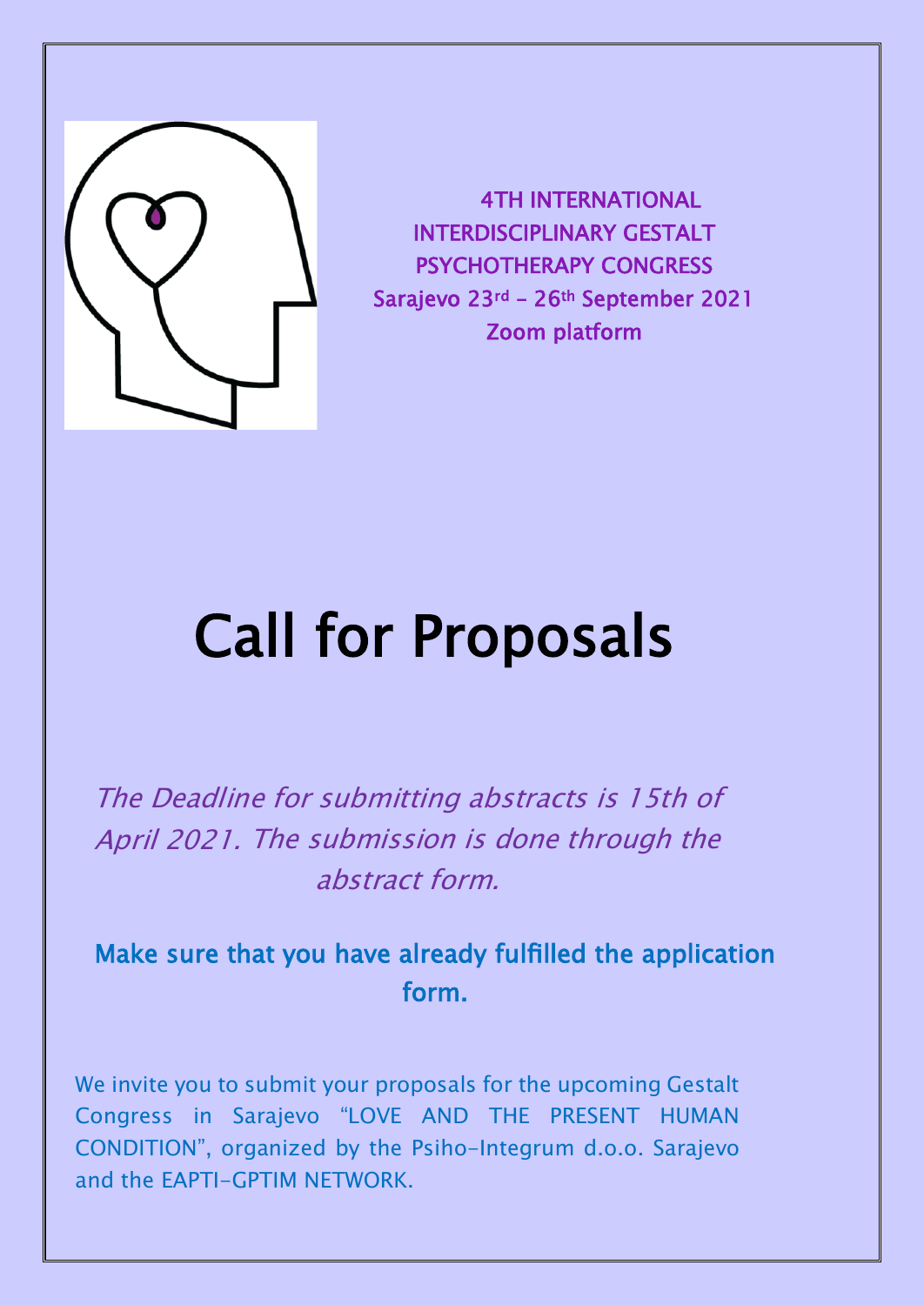4TH INTERNATIONAL INTERDISCIPLINARY GESTALT PSYCHOTHERAPY CONGRESS
Sarajevo 23rd – 26th September 2021
Zoom platform

# Call for Proposals

*The Deadline for submitting abstracts is 15th of April 2021. The submission is done through the abstract form.*

**Make sure that you have already fulfilled the application form.**

We invite you to submit your proposals for the upcoming Gestalt Congress in Sarajevo "LOVE AND THE PRESENT HUMAN CONDITION", organized by the Psiho-Integrum d.o.o. Sarajevo and the EAPTI-GPTIM NETWORK.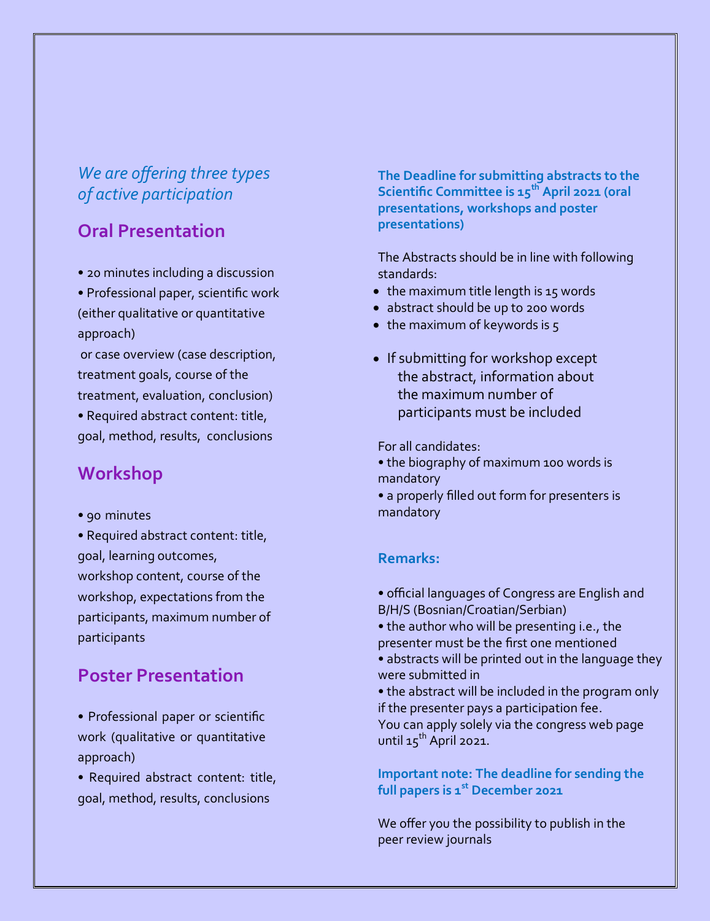*We are offering three types of active participation*

## Oral Presentation

- 20 minutes including a discussion
- Professional paper, scientific work (either qualitative or quantitative approach) or case overview (case description, treatment goals, course of the treatment, evaluation, conclusion)
- Required abstract content: title, goal, method, results, conclusions

## Workshop

- 90 minutes
- Required abstract content: title, goal, learning outcomes, workshop content, course of the workshop, expectations from the participants, maximum number of participants

## Poster Presentation

- Professional paper or scientific work (qualitative or quantitative approach)
- Required abstract content: title, goal, method, results, conclusions

**The Deadline for submitting abstracts to the Scientific Committee is 15th April 2021 (oral presentations, workshops and poster presentations)**

The Abstracts should be in line with following standards:

- the maximum title length is 15 words
- abstract should be up to 200 words
- the maximum of keywords is 5
- If submitting for workshop except the abstract, information about the maximum number of participants must be included

For all candidates:

- the biography of maximum 100 words is mandatory
- a properly filled out form for presenters is mandatory

**Remarks:**

- official languages of Congress are English and B/H/S (Bosnian/Croatian/Serbian)
- the author who will be presenting i.e., the presenter must be the first one mentioned
- abstracts will be printed out in the language they were submitted in
- the abstract will be included in the program only if the presenter pays a participation fee.

You can apply solely via the congress web page until 15th April 2021.

**Important note: The deadline for sending the full papers is 1st December 2021**

We offer you the possibility to publish in the peer review journals